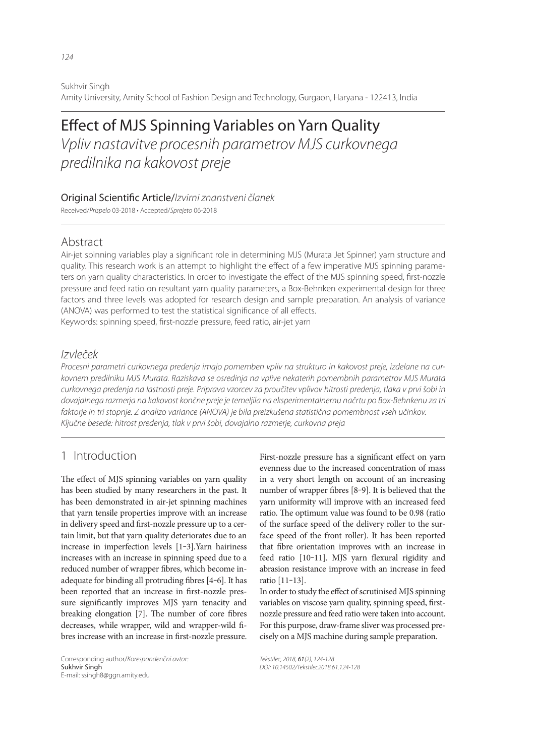Sukhvir Singh
Amity University, Amity School of Fashion Design and Technology, Gurgaon, Haryana - 122413, India

# Effect of MJS Spinning Variables on Yarn Quality

*Vpliv nastavitve procesnih parametrov MJS curkovnega predilnika na kakovost preje*

Original Scientific Article/*Izvirni znanstveni članek*

Received/*Prispelo* 03-2018 • Accepted/*Sprejeto* 06-2018

## Abstract

Air-jet spinning variables play a significant role in determining MJS (Murata Jet Spinner) yarn structure and quality. This research work is an attempt to highlight the effect of a few imperative MJS spinning parameters on yarn quality characteristics. In order to investigate the effect of the MJS spinning speed, first-nozzle pressure and feed ratio on resultant yarn quality parameters, a Box-Behnken experimental design for three factors and three levels was adopted for research design and sample preparation. An analysis of variance (ANOVA) was performed to test the statistical significance of all effects.

Keywords: spinning speed, first-nozzle pressure, feed ratio, air-jet yarn

## *Izvleček*

*Procesni parametri curkovnega predenja imajo pomemben vpliv na strukturo in kakovost preje, izdelane na curkovnem predilniku MJS Murata. Raziskava se osredinja na vplive nekaterih pomembnih parametrov MJS Murata curkovnega predenja na lastnosti preje. Priprava vzorcev za proučitev vplivov hitrosti predenja, tlaka v prvi šobi in dovajalnega razmerja na kakovost končne preje je temeljila na eksperimentalnemu načrtu po Box-Behnkenu za tri faktorje in tri stopnje. Z analizo variance (ANOVA) je bila preizkušena statistična pomembnost vseh učinkov.*

*Ključne besede: hitrost predenja, tlak v prvi šobi, dovajalno razmerje, curkovna preja*

## 1 Introduction

The effect of MJS spinning variables on yarn quality has been studied by many researchers in the past. It has been demonstrated in air-jet spinning machines that yarn tensile properties improve with an increase in delivery speed and first-nozzle pressure up to a certain limit, but that yarn quality deteriorates due to an increase in imperfection levels [1–3].Yarn hairiness increases with an increase in spinning speed due to a reduced number of wrapper fibres, which become inadequate for binding all protruding fibres [4–6]. It has been reported that an increase in first-nozzle pressure significantly improves MJS yarn tenacity and breaking elongation [7]. The number of core fibres decreases, while wrapper, wild and wrapper-wild fibres increase with an increase in first-nozzle pressure. First-nozzle pressure has a significant effect on yarn evenness due to the increased concentration of mass in a very short length on account of an increasing number of wrapper fibres [8–9]. It is believed that the yarn uniformity will improve with an increased feed ratio. The optimum value was found to be 0.98 (ratio of the surface speed of the delivery roller to the surface speed of the front roller). It has been reported that fibre orientation improves with an increase in feed ratio [10–11]. MJS yarn flexural rigidity and abrasion resistance improve with an increase in feed ratio [11–13].

In order to study the effect of scrutinised MJS spinning variables on viscose yarn quality, spinning speed, first-nozzle pressure and feed ratio were taken into account. For this purpose, draw-frame sliver was processed precisely on a MJS machine during sample preparation.

Corresponding author/*Korespondenčni avtor:*
Sukhvir Singh
E-mail: ssingh8@ggn.amity.edu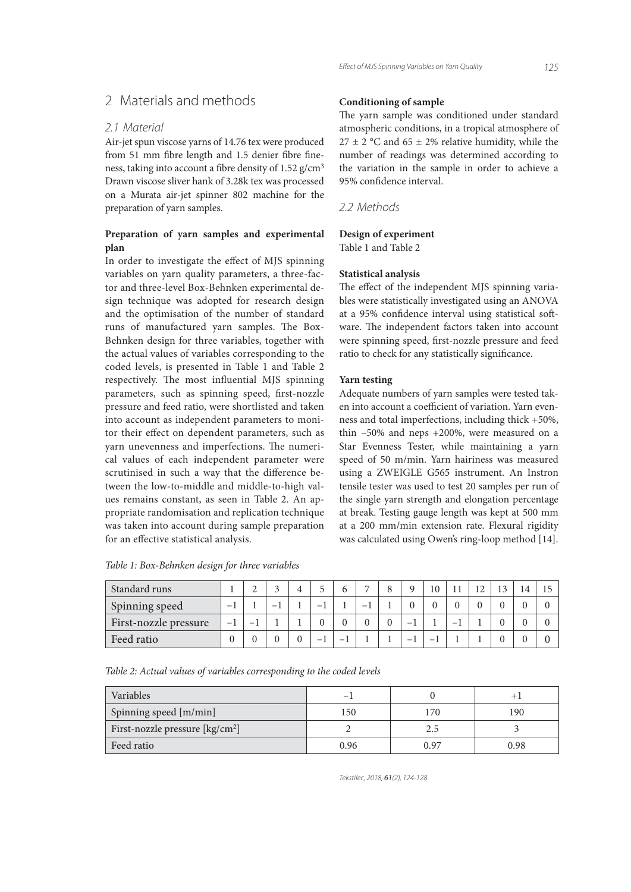## 2 Materials and methods

### 2.1 Material

Air-jet spun viscose yarns of 14.76 tex were produced from 51 mm fibre length and 1.5 denier fibre fineness, taking into account a fibre density of 1.52 g/cm$^3$ Drawn viscose sliver hank of 3.28k tex was processed on a Murata air-jet spinner 802 machine for the preparation of yarn samples.

**Preparation of yarn samples and experimental plan**

In order to investigate the effect of MJS spinning variables on yarn quality parameters, a three-factor and three-level Box-Behnken experimental design technique was adopted for research design and the optimisation of the number of standard runs of manufactured yarn samples. The Box-Behnken design for three variables, together with the actual values of variables corresponding to the coded levels, is presented in Table 1 and Table 2 respectively. The most influential MJS spinning parameters, such as spinning speed, first-nozzle pressure and feed ratio, were shortlisted and taken into account as independent parameters to monitor their effect on dependent parameters, such as yarn unevenness and imperfections. The numerical values of each independent parameter were scrutinised in such a way that the difference between the low-to-middle and middle-to-high values remains constant, as seen in Table 2. An appropriate randomisation and replication technique was taken into account during sample preparation for an effective statistical analysis.

**Conditioning of sample**

The yarn sample was conditioned under standard atmospheric conditions, in a tropical atmosphere of 27 ± 2 °C and 65 ± 2% relative humidity, while the number of readings was determined according to the variation in the sample in order to achieve a 95% confidence interval.

### 2.2 Methods

**Design of experiment**

Table 1 and Table 2

**Statistical analysis**

The effect of the independent MJS spinning variables were statistically investigated using an ANOVA at a 95% confidence interval using statistical software. The independent factors taken into account were spinning speed, first-nozzle pressure and feed ratio to check for any statistically significance.

**Yarn testing**

Adequate numbers of yarn samples were tested taken into account a coefficient of variation. Yarn evenness and total imperfections, including thick +50%, thin −50% and neps +200%, were measured on a Star Evenness Tester, while maintaining a yarn speed of 50 m/min. Yarn hairiness was measured using a ZWEIGLE G565 instrument. An Instron tensile tester was used to test 20 samples per run of the single yarn strength and elongation percentage at break. Testing gauge length was kept at 500 mm at a 200 mm/min extension rate. Flexural rigidity was calculated using Owen's ring-loop method [14].

*Table 1: Box-Behnken design for three variables*

| Standard runs | 1 | 2 | 3 | 4 | 5 | 6 | 7 | 8 | 9 | 10 | 11 | 12 | 13 | 14 | 15 |
|---|---|---|---|---|---|---|---|---|---|---|---|---|---|---|---|
| Spinning speed | −1 | 1 | −1 | 1 | −1 | 1 | −1 | 1 | 0 | 0 | 0 | 0 | 0 | 0 | 0 |
| First-nozzle pressure | −1 | −1 | 1 | 1 | 0 | 0 | 0 | 0 | −1 | 1 | −1 | 1 | 0 | 0 | 0 |
| Feed ratio | 0 | 0 | 0 | 0 | −1 | −1 | 1 | 1 | −1 | −1 | 1 | 1 | 0 | 0 | 0 |

*Table 2: Actual values of variables corresponding to the coded levels*

| Variables | −1 | 0 | +1 |
|---|---|---|---|
| Spinning speed [m/min] | 150 | 170 | 190 |
| First-nozzle pressure [kg/cm$^2$] | 2 | 2.5 | 3 |
| Feed ratio | 0.96 | 0.97 | 0.98 |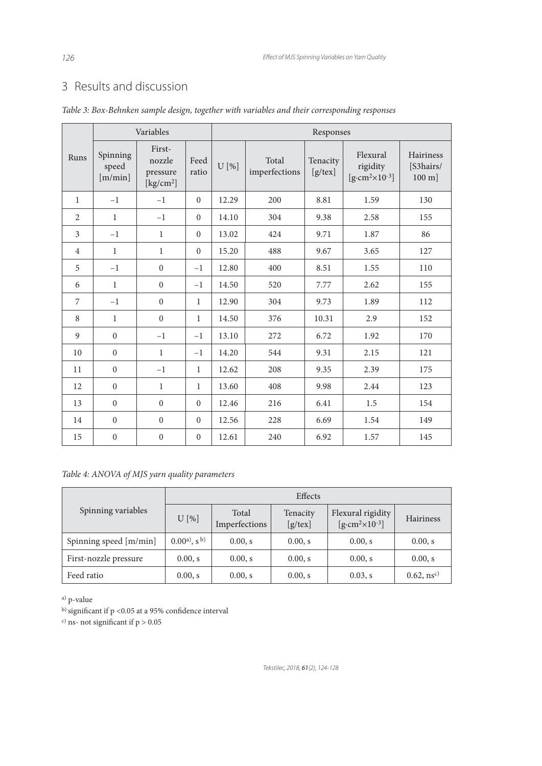## 3 Results and discussion

*Table 3: Box-Behnken sample design, together with variables and their corresponding responses*

| Runs | Variables | | | Responses | | | | |
|---|---|---|---|---|---|---|---|---|
| | Spinning speed [m/min] | First-nozzle pressure [kg/cm$^2$] | Feed ratio | U [%] | Total imperfections | Tenacity [g/tex] | Flexural rigidity [g·cm$^2$×10$^{-3}$] | Hairiness [S3hairs/ 100 m] |
| 1 | −1 | −1 | 0 | 12.29 | 200 | 8.81 | 1.59 | 130 |
| 2 | 1 | −1 | 0 | 14.10 | 304 | 9.38 | 2.58 | 155 |
| 3 | −1 | 1 | 0 | 13.02 | 424 | 9.71 | 1.87 | 86 |
| 4 | 1 | 1 | 0 | 15.20 | 488 | 9.67 | 3.65 | 127 |
| 5 | −1 | 0 | −1 | 12.80 | 400 | 8.51 | 1.55 | 110 |
| 6 | 1 | 0 | −1 | 14.50 | 520 | 7.77 | 2.62 | 155 |
| 7 | −1 | 0 | 1 | 12.90 | 304 | 9.73 | 1.89 | 112 |
| 8 | 1 | 0 | 1 | 14.50 | 376 | 10.31 | 2.9 | 152 |
| 9 | 0 | −1 | −1 | 13.10 | 272 | 6.72 | 1.92 | 170 |
| 10 | 0 | 1 | −1 | 14.20 | 544 | 9.31 | 2.15 | 121 |
| 11 | 0 | −1 | 1 | 12.62 | 208 | 9.35 | 2.39 | 175 |
| 12 | 0 | 1 | 1 | 13.60 | 408 | 9.98 | 2.44 | 123 |
| 13 | 0 | 0 | 0 | 12.46 | 216 | 6.41 | 1.5 | 154 |
| 14 | 0 | 0 | 0 | 12.56 | 228 | 6.69 | 1.54 | 149 |
| 15 | 0 | 0 | 0 | 12.61 | 240 | 6.92 | 1.57 | 145 |

*Table 4: ANOVA of MJS yarn quality parameters*

| Spinning variables | Effects | | | | |
|---|---|---|---|---|---|
| | U [%] | Total Imperfections | Tenacity [g/tex] | Flexural rigidity [g·cm$^2$×10$^{-3}$] | Hairiness |
| Spinning speed [m/min] | 0.00[a], s[b] | 0.00, s | 0.00, s | 0.00, s | 0.00, s |
| First-nozzle pressure | 0.00, s | 0.00, s | 0.00, s | 0.00, s | 0.00, s |
| Feed ratio | 0.00, s | 0.00, s | 0.00, s | 0.03, s | 0.62, ns[c] |

[a] p-value

[b] significant if $p < 0.05$ at a 95% confidence interval

[c] ns- not significant if $p > 0.05$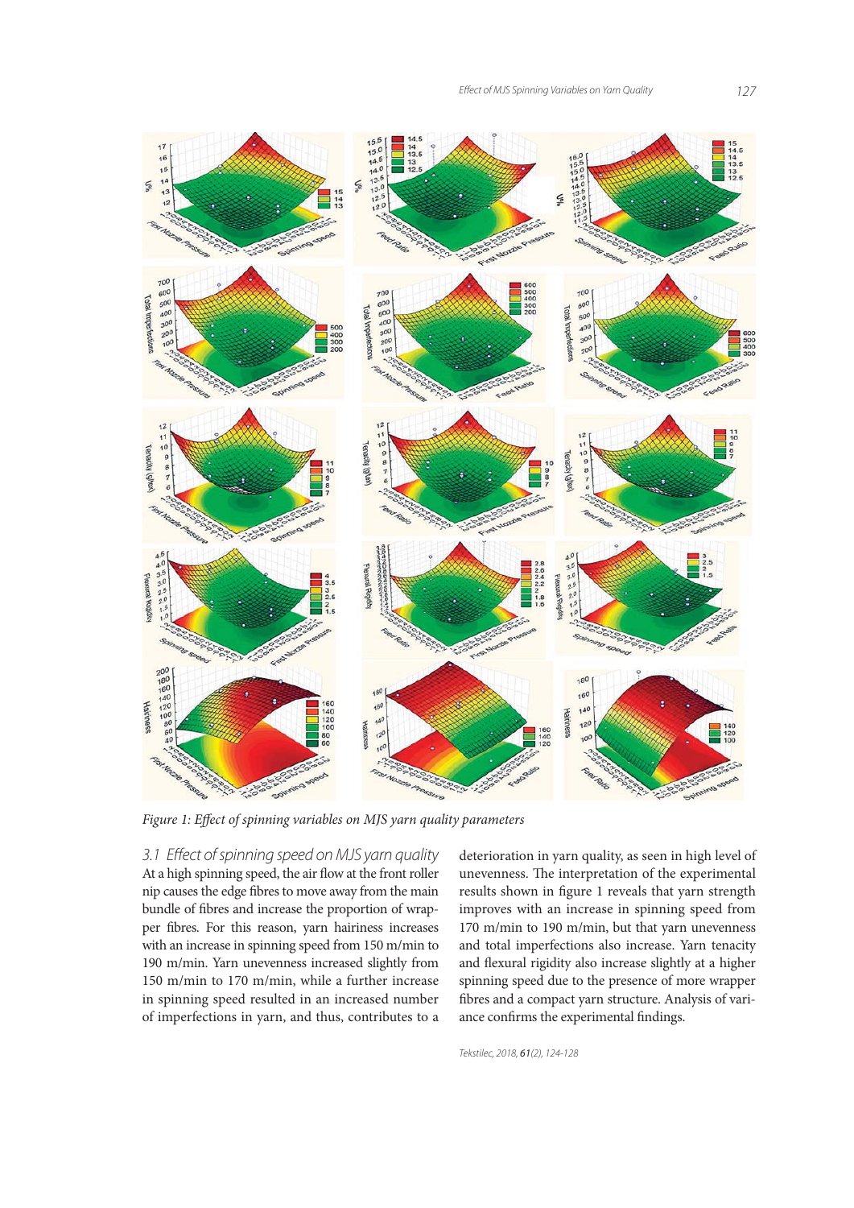*Figure 1: Effect of spinning variables on MJS yarn quality parameters*

### 3.1 Effect of spinning speed on MJS yarn quality

At a high spinning speed, the air flow at the front roller nip causes the edge fibres to move away from the main bundle of fibres and increase the proportion of wrapper fibres. For this reason, yarn hairiness increases with an increase in spinning speed from 150 m/min to 190 m/min. Yarn unevenness increased slightly from 150 m/min to 170 m/min, while a further increase in spinning speed resulted in an increased number of imperfections in yarn, and thus, contributes to a deterioration in yarn quality, as seen in high level of unevenness. The interpretation of the experimental results shown in figure 1 reveals that yarn strength improves with an increase in spinning speed from 170 m/min to 190 m/min, but that yarn unevenness and total imperfections also increase. Yarn tenacity and flexural rigidity also increase slightly at a higher spinning speed due to the presence of more wrapper fibres and a compact yarn structure. Analysis of variance confirms the experimental findings.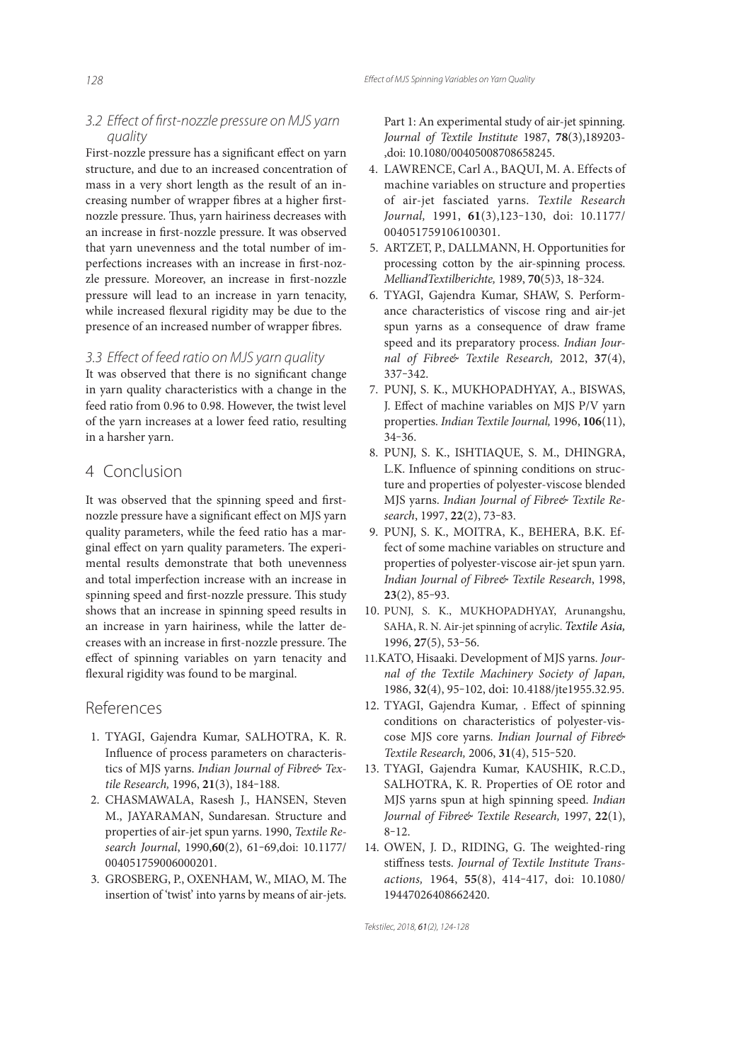### 3.2 Effect of first-nozzle pressure on MJS yarn quality

First-nozzle pressure has a significant effect on yarn structure, and due to an increased concentration of mass in a very short length as the result of an increasing number of wrapper fibres at a higher first-nozzle pressure. Thus, yarn hairiness decreases with an increase in first-nozzle pressure. It was observed that yarn unevenness and the total number of imperfections increases with an increase in first-nozzle pressure. Moreover, an increase in first-nozzle pressure will lead to an increase in yarn tenacity, while increased flexural rigidity may be due to the presence of an increased number of wrapper fibres.

### 3.3 Effect of feed ratio on MJS yarn quality

It was observed that there is no significant change in yarn quality characteristics with a change in the feed ratio from 0.96 to 0.98. However, the twist level of the yarn increases at a lower feed ratio, resulting in a harsher yarn.

## 4 Conclusion

It was observed that the spinning speed and first-nozzle pressure have a significant effect on MJS yarn quality parameters, while the feed ratio has a marginal effect on yarn quality parameters. The experimental results demonstrate that both unevenness and total imperfection increase with an increase in spinning speed and first-nozzle pressure. This study shows that an increase in spinning speed results in an increase in yarn hairiness, while the latter decreases with an increase in first-nozzle pressure. The effect of spinning variables on yarn tenacity and flexural rigidity was found to be marginal.

## References

1. TYAGI, Gajendra Kumar, SALHOTRA, K. R. Influence of process parameters on characteristics of MJS yarns. *Indian Journal of Fibre& Textile Research,* 1996, **21**(3), 184–188.
2. CHASMAWALA, Rasesh J., HANSEN, Steven M., JAYARAMAN, Sundaresan. Structure and properties of air-jet spun yarns. 1990, *Textile Research Journal*, 1990,**60**(2), 61–69,doi: 10.1177/004051759006000201.
3. GROSBERG, P., OXENHAM, W., MIAO, M. The insertion of 'twist' into yarns by means of air-jets. Part 1: An experimental study of air-jet spinning. *Journal of Textile Institute* 1987, **78**(3),189203-,doi: 10.1080/00405008708658245.
4. LAWRENCE, Carl A., BAQUI, M. A. Effects of machine variables on structure and properties of air-jet fasciated yarns. *Textile Research Journal,* 1991, **61**(3),123–130, doi: 10.1177/004051759106100301.
5. ARTZET, P., DALLMANN, H. Opportunities for processing cotton by the air-spinning process. *MelliandTextilberichte,* 1989, **70**(5)3, 18–324.
6. TYAGI, Gajendra Kumar, SHAW, S. Performance characteristics of viscose ring and air-jet spun yarns as a consequence of draw frame speed and its preparatory process. *Indian Journal of Fibre& Textile Research,* 2012, **37**(4), 337–342.
7. PUNJ, S. K., MUKHOPADHYAY, A., BISWAS, J. Effect of machine variables on MJS P/V yarn properties. *Indian Textile Journal,* 1996, **106**(11), 34–36.
8. PUNJ, S. K., ISHTIAQUE, S. M., DHINGRA, L.K. Influence of spinning conditions on structure and properties of polyester-viscose blended MJS yarns. *Indian Journal of Fibre& Textile Research*, 1997, **22**(2), 73–83.
9. PUNJ, S. K., MOITRA, K., BEHERA, B.K. Effect of some machine variables on structure and properties of polyester-viscose air-jet spun yarn. *Indian Journal of Fibre& Textile Research*, 1998, **23**(2), 85–93.
10. PUNJ, S. K., MUKHOPADHYAY, Arunangshu, SAHA, R. N. Air-jet spinning of acrylic. *Textile Asia,* 1996, **27**(5), 53–56.
11. KATO, Hisaaki. Development of MJS yarns. *Journal of the Textile Machinery Society of Japan,* 1986, **32**(4), 95–102, doi: 10.4188/jte1955.32.95.
12. TYAGI, Gajendra Kumar, . Effect of spinning conditions on characteristics of polyester-viscose MJS core yarns. *Indian Journal of Fibre& Textile Research,* 2006, **31**(4), 515–520.
13. TYAGI, Gajendra Kumar, KAUSHIK, R.C.D., SALHOTRA, K. R. Properties of OE rotor and MJS yarns spun at high spinning speed. *Indian Journal of Fibre& Textile Research,* 1997, **22**(1), 8–12.
14. OWEN, J. D., RIDING, G. The weighted-ring stiffness tests. *Journal of Textile Institute Transactions,* 1964, **55**(8), 414–417, doi: 10.1080/19447026408662420.